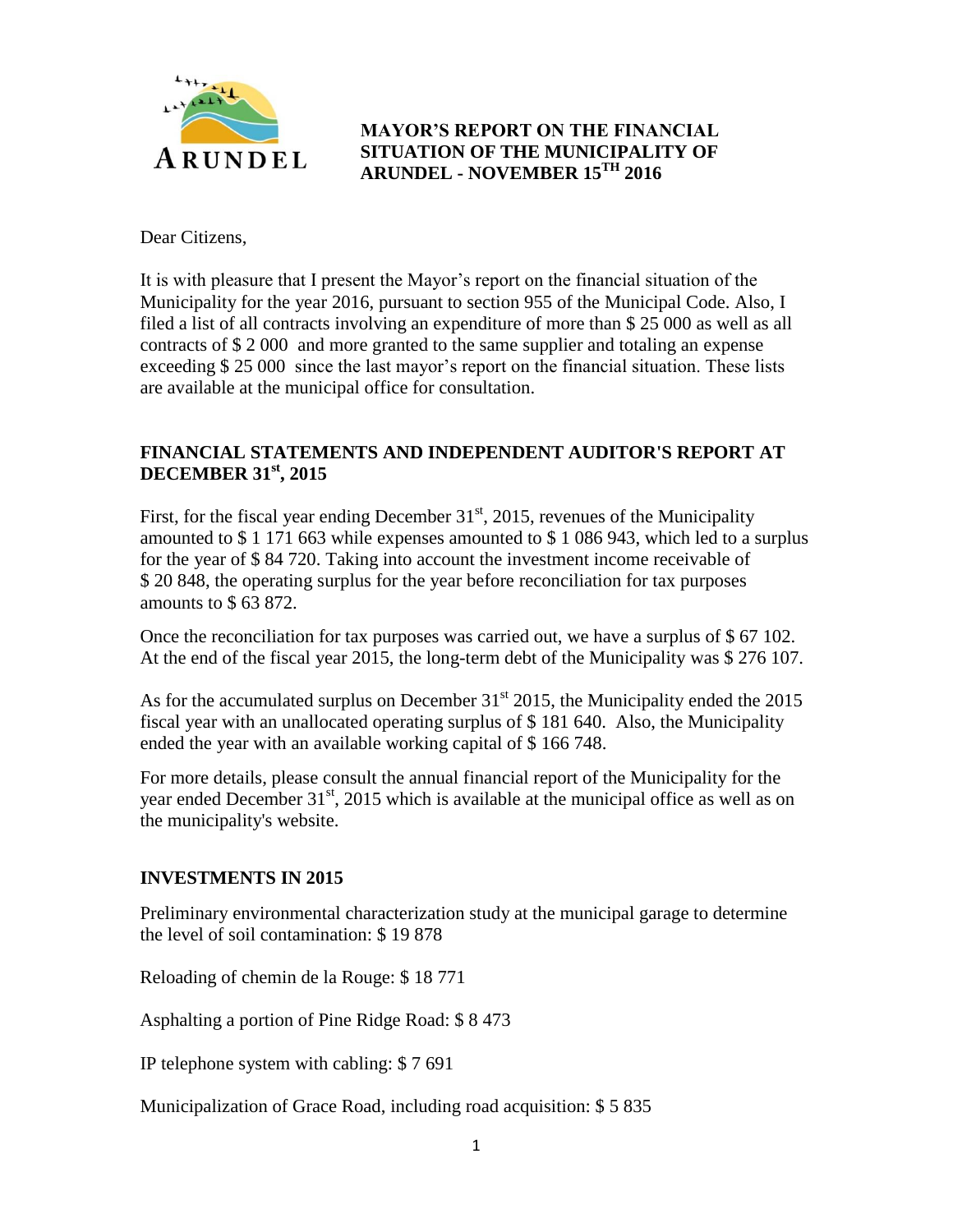ARUNDEL

# MAYOR'S REPORT ON THE FINANCIAL SITUATION OF THE MUNICIPALITY OF ARUNDEL - NOVEMBER 15TH 2016

Dear Citizens,

It is with pleasure that I present the Mayor's report on the financial situation of the Municipality for the year 2016, pursuant to section 955 of the Municipal Code. Also, I filed a list of all contracts involving an expenditure of more than $ 25 000 as well as all contracts of $ 2 000 and more granted to the same supplier and totaling an expense exceeding $ 25 000 since the last mayor's report on the financial situation. These lists are available at the municipal office for consultation.

## FINANCIAL STATEMENTS AND INDEPENDENT AUDITOR'S REPORT AT DECEMBER 31st, 2015

First, for the fiscal year ending December 31st, 2015, revenues of the Municipality amounted to $ 1 171 663 while expenses amounted to $ 1 086 943, which led to a surplus for the year of $ 84 720. Taking into account the investment income receivable of $ 20 848, the operating surplus for the year before reconciliation for tax purposes amounts to $ 63 872.

Once the reconciliation for tax purposes was carried out, we have a surplus of $ 67 102. At the end of the fiscal year 2015, the long-term debt of the Municipality was $ 276 107.

As for the accumulated surplus on December 31st 2015, the Municipality ended the 2015 fiscal year with an unallocated operating surplus of $ 181 640. Also, the Municipality ended the year with an available working capital of $ 166 748.

For more details, please consult the annual financial report of the Municipality for the year ended December 31st, 2015 which is available at the municipal office as well as on the municipality's website.

## INVESTMENTS IN 2015

Preliminary environmental characterization study at the municipal garage to determine the level of soil contamination: $ 19 878

Reloading of chemin de la Rouge: $ 18 771

Asphalting a portion of Pine Ridge Road: $ 8 473

IP telephone system with cabling: $ 7 691

Municipalization of Grace Road, including road acquisition: $ 5 835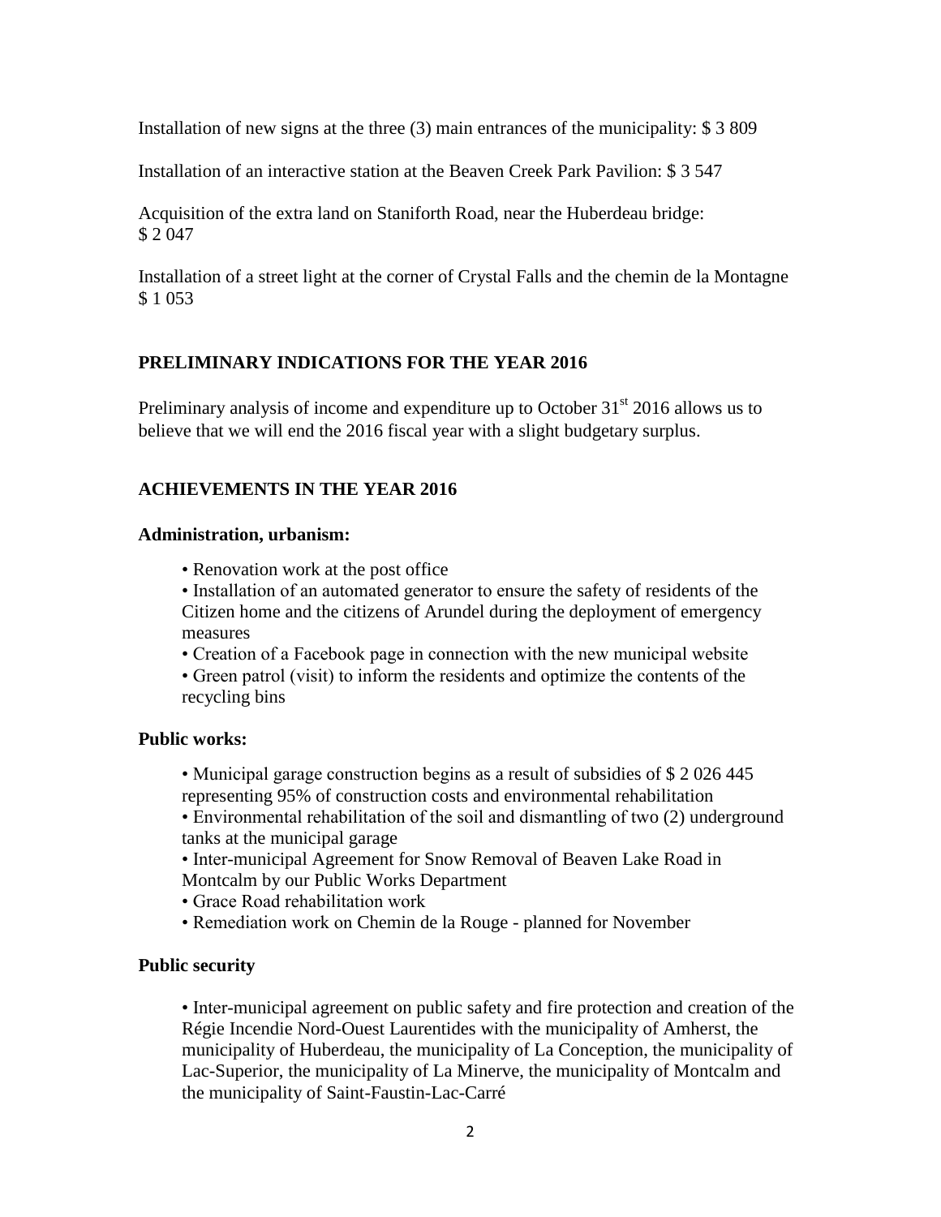Installation of new signs at the three (3) main entrances of the municipality: $ 3 809

Installation of an interactive station at the Beaven Creek Park Pavilion: $ 3 547

Acquisition of the extra land on Staniforth Road, near the Huberdeau bridge: $ 2 047

Installation of a street light at the corner of Crystal Falls and the chemin de la Montagne $ 1 053

## PRELIMINARY INDICATIONS FOR THE YEAR 2016

Preliminary analysis of income and expenditure up to October 31st 2016 allows us to believe that we will end the 2016 fiscal year with a slight budgetary surplus.

## ACHIEVEMENTS IN THE YEAR 2016

### Administration, urbanism:

- Renovation work at the post office
- Installation of an automated generator to ensure the safety of residents of the Citizen home and the citizens of Arundel during the deployment of emergency measures
- Creation of a Facebook page in connection with the new municipal website
- Green patrol (visit) to inform the residents and optimize the contents of the recycling bins

### Public works:

- Municipal garage construction begins as a result of subsidies of $ 2 026 445 representing 95% of construction costs and environmental rehabilitation
- Environmental rehabilitation of the soil and dismantling of two (2) underground tanks at the municipal garage
- Inter-municipal Agreement for Snow Removal of Beaven Lake Road in Montcalm by our Public Works Department
- Grace Road rehabilitation work
- Remediation work on Chemin de la Rouge - planned for November

### Public security

- Inter-municipal agreement on public safety and fire protection and creation of the Régie Incendie Nord-Ouest Laurentides with the municipality of Amherst, the municipality of Huberdeau, the municipality of La Conception, the municipality of Lac-Superior, the municipality of La Minerve, the municipality of Montcalm and the municipality of Saint-Faustin-Lac-Carré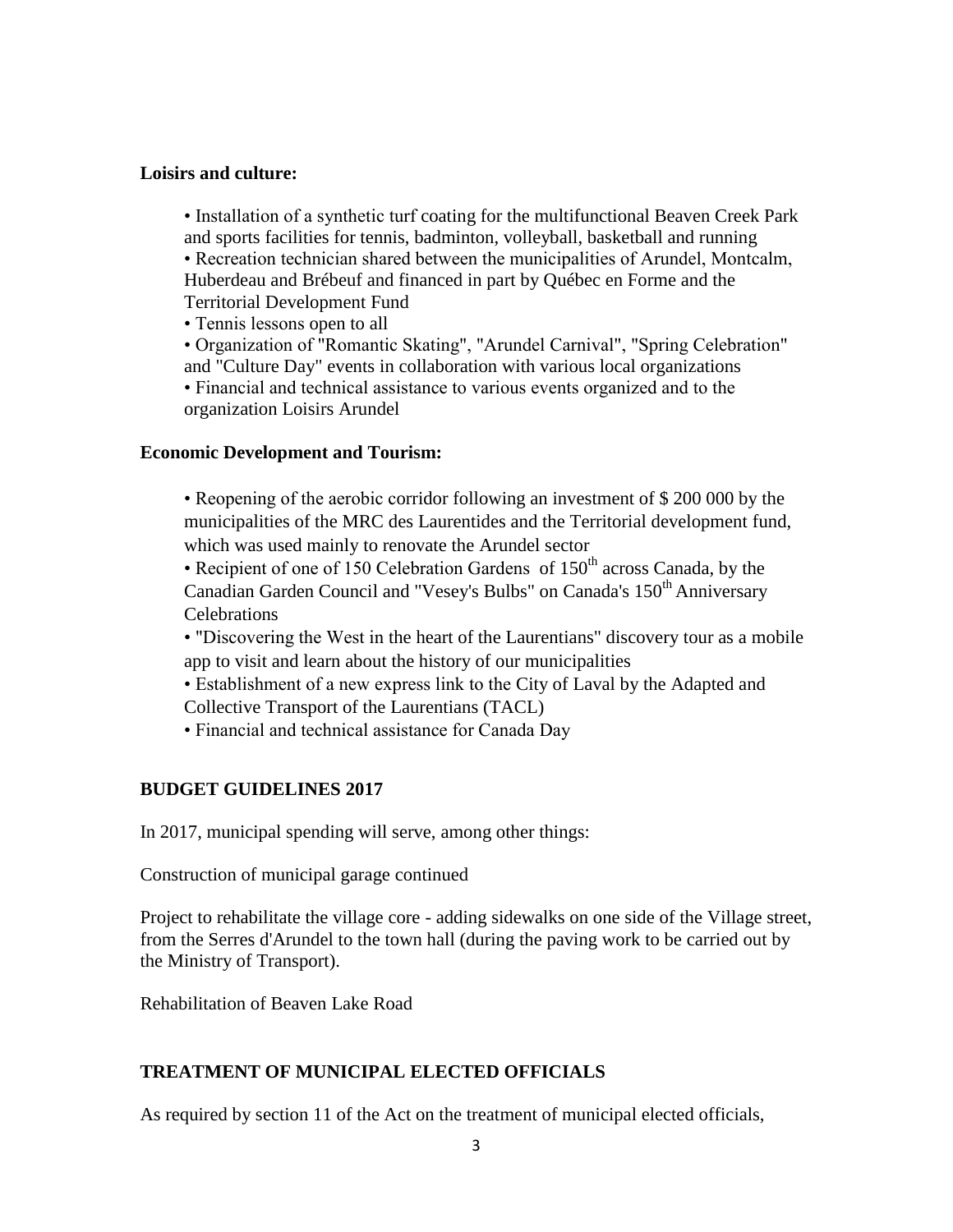**Loisirs and culture:**

- Installation of a synthetic turf coating for the multifunctional Beaven Creek Park and sports facilities for tennis, badminton, volleyball, basketball and running
- Recreation technician shared between the municipalities of Arundel, Montcalm, Huberdeau and Brébeuf and financed in part by Québec en Forme and the Territorial Development Fund
- Tennis lessons open to all
- Organization of "Romantic Skating", "Arundel Carnival", "Spring Celebration" and "Culture Day" events in collaboration with various local organizations
- Financial and technical assistance to various events organized and to the organization Loisirs Arundel

**Economic Development and Tourism:**

- Reopening of the aerobic corridor following an investment of $ 200 000 by the municipalities of the MRC des Laurentides and the Territorial development fund, which was used mainly to renovate the Arundel sector
- Recipient of one of 150 Celebration Gardens of 150th across Canada, by the Canadian Garden Council and "Vesey's Bulbs" on Canada's 150th Anniversary Celebrations
- "Discovering the West in the heart of the Laurentians" discovery tour as a mobile app to visit and learn about the history of our municipalities
- Establishment of a new express link to the City of Laval by the Adapted and Collective Transport of the Laurentians (TACL)
- Financial and technical assistance for Canada Day

## BUDGET GUIDELINES 2017

In 2017, municipal spending will serve, among other things:

Construction of municipal garage continued

Project to rehabilitate the village core - adding sidewalks on one side of the Village street, from the Serres d'Arundel to the town hall (during the paving work to be carried out by the Ministry of Transport).

Rehabilitation of Beaven Lake Road

## TREATMENT OF MUNICIPAL ELECTED OFFICIALS

As required by section 11 of the Act on the treatment of municipal elected officials,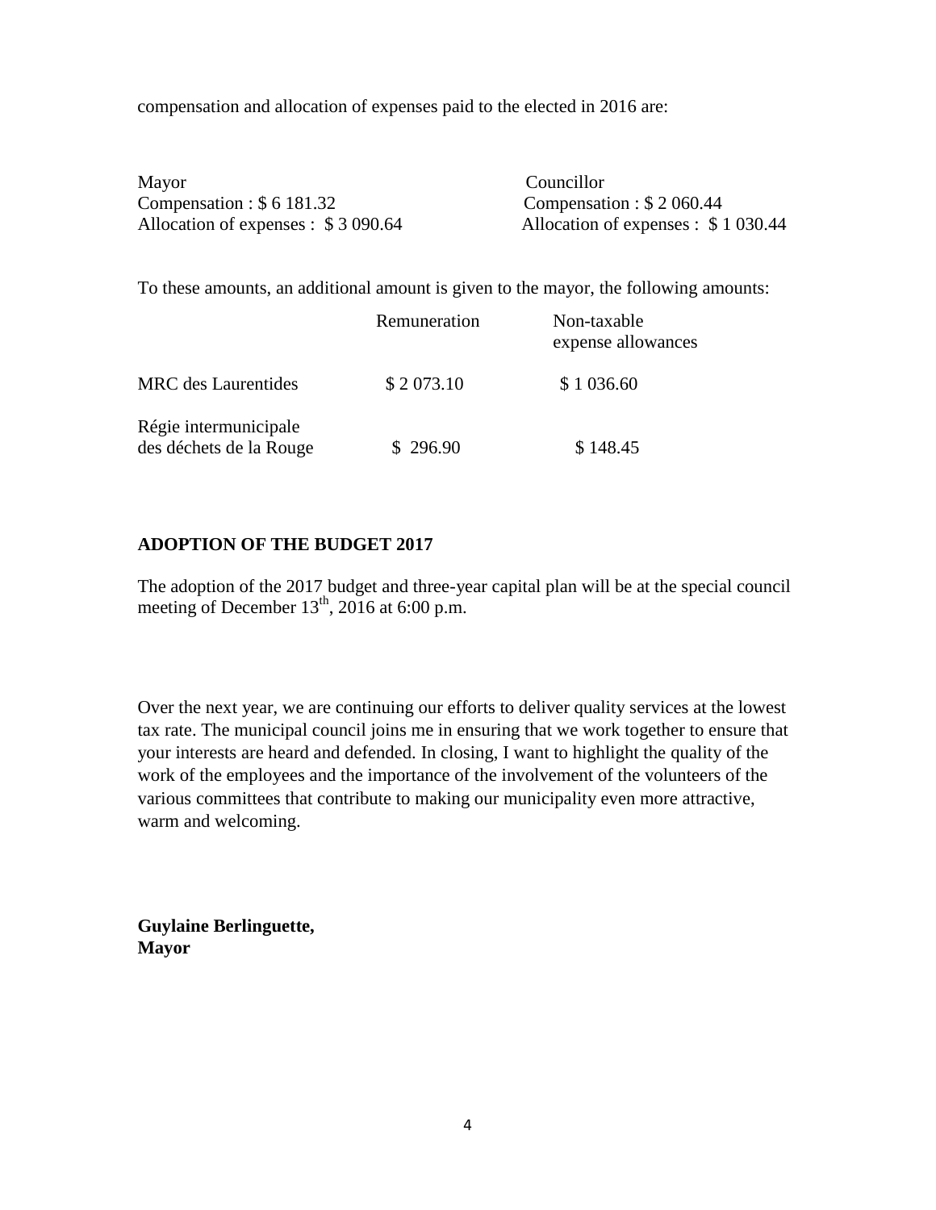compensation and allocation of expenses paid to the elected in 2016 are:

| | |
|---|---|
| Mayor | Councillor |
| Compensation : $ 6 181.32 | Compensation : $ 2 060.44 |
| Allocation of expenses : $ 3 090.64 | Allocation of expenses : $ 1 030.44 |

To these amounts, an additional amount is given to the mayor, the following amounts:

| | Remuneration | Non-taxable expense allowances |
|---|---|---|
| MRC des Laurentides | $ 2 073.10 | $ 1 036.60 |
| Régie intermunicipale des déchets de la Rouge | $ 296.90 | $ 148.45 |

**ADOPTION OF THE BUDGET 2017**

The adoption of the 2017 budget and three-year capital plan will be at the special council meeting of December 13th, 2016 at 6:00 p.m.

Over the next year, we are continuing our efforts to deliver quality services at the lowest tax rate. The municipal council joins me in ensuring that we work together to ensure that your interests are heard and defended. In closing, I want to highlight the quality of the work of the employees and the importance of the involvement of the volunteers of the various committees that contribute to making our municipality even more attractive, warm and welcoming.

**Guylaine Berlinguette,**
**Mayor**